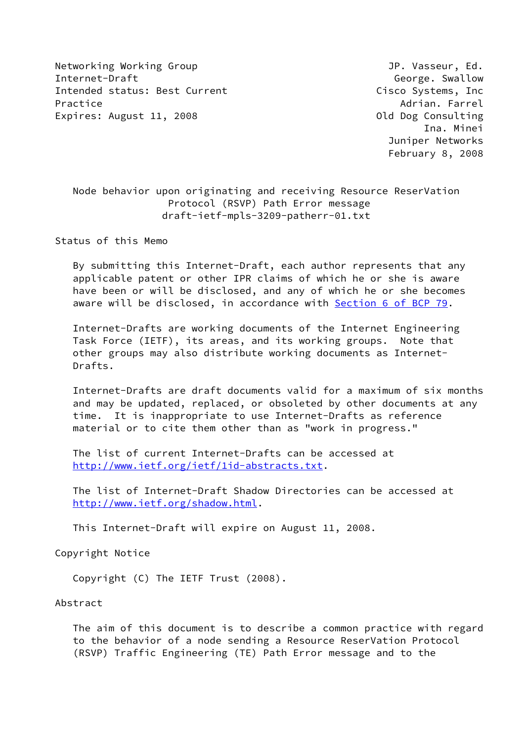Networking Working Group JP. Vasseur, Ed.
Internet-Draft George. Swallow
Intended status: Best Current Cisco Systems, Inc
Practice Adrian. Farrel
Expires: August 11, 2008 Old Dog Consulting
Ina. Minei
Juniper Networks
February 8, 2008

# Node behavior upon originating and receiving Resource ReserVation Protocol (RSVP) Path Error message
draft-ietf-mpls-3209-patherr-01.txt

## Status of this Memo

By submitting this Internet-Draft, each author represents that any applicable patent or other IPR claims of which he or she is aware have been or will be disclosed, and any of which he or she becomes aware will be disclosed, in accordance with Section 6 of BCP 79.

Internet-Drafts are working documents of the Internet Engineering Task Force (IETF), its areas, and its working groups. Note that other groups may also distribute working documents as Internet-Drafts.

Internet-Drafts are draft documents valid for a maximum of six months and may be updated, replaced, or obsoleted by other documents at any time. It is inappropriate to use Internet-Drafts as reference material or to cite them other than as "work in progress."

The list of current Internet-Drafts can be accessed at http://www.ietf.org/ietf/1id-abstracts.txt.

The list of Internet-Draft Shadow Directories can be accessed at http://www.ietf.org/shadow.html.

This Internet-Draft will expire on August 11, 2008.

## Copyright Notice

Copyright (C) The IETF Trust (2008).

## Abstract

The aim of this document is to describe a common practice with regard to the behavior of a node sending a Resource ReserVation Protocol (RSVP) Traffic Engineering (TE) Path Error message and to the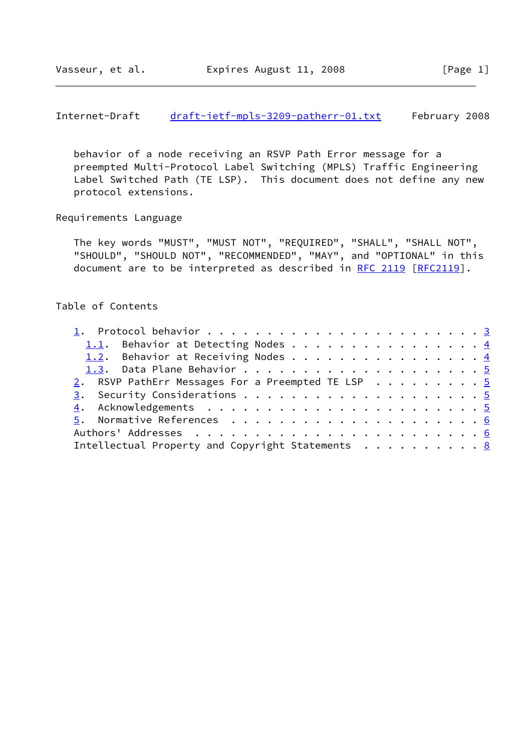behavior of a node receiving an RSVP Path Error message for a preempted Multi-Protocol Label Switching (MPLS) Traffic Engineering Label Switched Path (TE LSP). This document does not define any new protocol extensions.

## Requirements Language

The key words "MUST", "MUST NOT", "REQUIRED", "SHALL", "SHALL NOT", "SHOULD", "SHOULD NOT", "RECOMMENDED", "MAY", and "OPTIONAL" in this document are to be interpreted as described in RFC 2119 [RFC2119].

## Table of Contents

- 1. Protocol behavior . . . . . . . . . . . . . . . . . . . . . . . . 3
  - 1.1. Behavior at Detecting Nodes . . . . . . . . . . . . . . . . 4
  - 1.2. Behavior at Receiving Nodes . . . . . . . . . . . . . . . . 4
  - 1.3. Data Plane Behavior . . . . . . . . . . . . . . . . . . . . 5
- 2. RSVP PathErr Messages For a Preempted TE LSP . . . . . . . . . 5
- 3. Security Considerations . . . . . . . . . . . . . . . . . . . . 5
- 4. Acknowledgements . . . . . . . . . . . . . . . . . . . . . . . 5
- 5. Normative References . . . . . . . . . . . . . . . . . . . . . 6
- Authors' Addresses . . . . . . . . . . . . . . . . . . . . . . . . 6
- Intellectual Property and Copyright Statements . . . . . . . . . . 8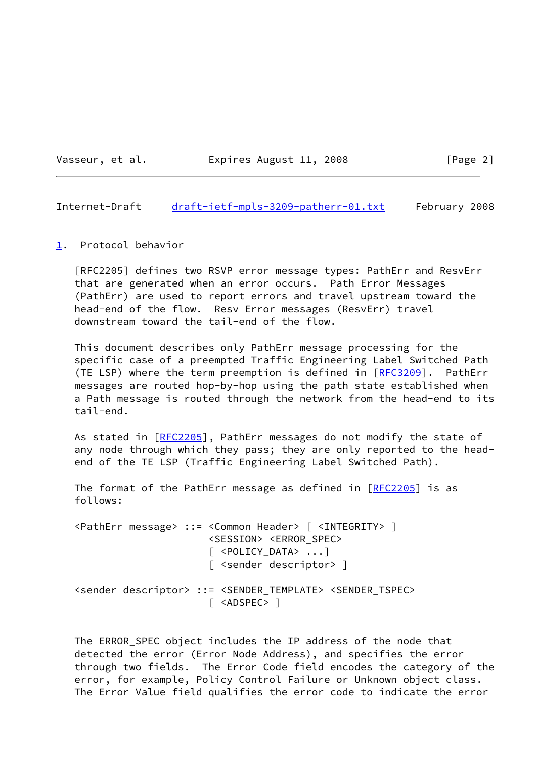## 1. Protocol behavior

[RFC2205] defines two RSVP error message types: PathErr and ResvErr that are generated when an error occurs. Path Error Messages (PathErr) are used to report errors and travel upstream toward the head-end of the flow. Resv Error messages (ResvErr) travel downstream toward the tail-end of the flow.

This document describes only PathErr message processing for the specific case of a preempted Traffic Engineering Label Switched Path (TE LSP) where the term preemption is defined in [RFC3209]. PathErr messages are routed hop-by-hop using the path state established when a Path message is routed through the network from the head-end to its tail-end.

As stated in [RFC2205], PathErr messages do not modify the state of any node through which they pass; they are only reported to the head-end of the TE LSP (Traffic Engineering Label Switched Path).

The format of the PathErr message as defined in [RFC2205] is as follows:

```
<PathErr message> ::= <Common Header> [ <INTEGRITY> ]
                      <SESSION> <ERROR_SPEC>
                      [ <POLICY_DATA> ...]
                      [ <sender descriptor> ]

<sender descriptor> ::= <SENDER_TEMPLATE> <SENDER_TSPEC>
                      [ <ADSPEC> ]
```

The ERROR_SPEC object includes the IP address of the node that detected the error (Error Node Address), and specifies the error through two fields. The Error Code field encodes the category of the error, for example, Policy Control Failure or Unknown object class. The Error Value field qualifies the error code to indicate the error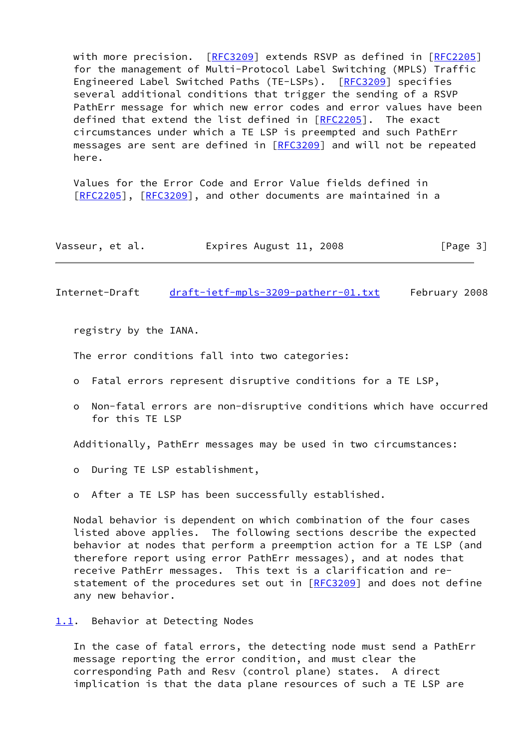with more precision. [RFC3209] extends RSVP as defined in [RFC2205] for the management of Multi-Protocol Label Switching (MPLS) Traffic Engineered Label Switched Paths (TE-LSPs). [RFC3209] specifies several additional conditions that trigger the sending of a RSVP PathErr message for which new error codes and error values have been defined that extend the list defined in [RFC2205]. The exact circumstances under which a TE LSP is preempted and such PathErr messages are sent are defined in [RFC3209] and will not be repeated here.

Values for the Error Code and Error Value fields defined in [RFC2205], [RFC3209], and other documents are maintained in a registry by the IANA.

The error conditions fall into two categories:

- Fatal errors represent disruptive conditions for a TE LSP,

- Non-fatal errors are non-disruptive conditions which have occurred for this TE LSP

Additionally, PathErr messages may be used in two circumstances:

- During TE LSP establishment,

- After a TE LSP has been successfully established.

Nodal behavior is dependent on which combination of the four cases listed above applies. The following sections describe the expected behavior at nodes that perform a preemption action for a TE LSP (and therefore report using error PathErr messages), and at nodes that receive PathErr messages. This text is a clarification and re-statement of the procedures set out in [RFC3209] and does not define any new behavior.

## 1.1. Behavior at Detecting Nodes

In the case of fatal errors, the detecting node must send a PathErr message reporting the error condition, and must clear the corresponding Path and Resv (control plane) states. A direct implication is that the data plane resources of such a TE LSP are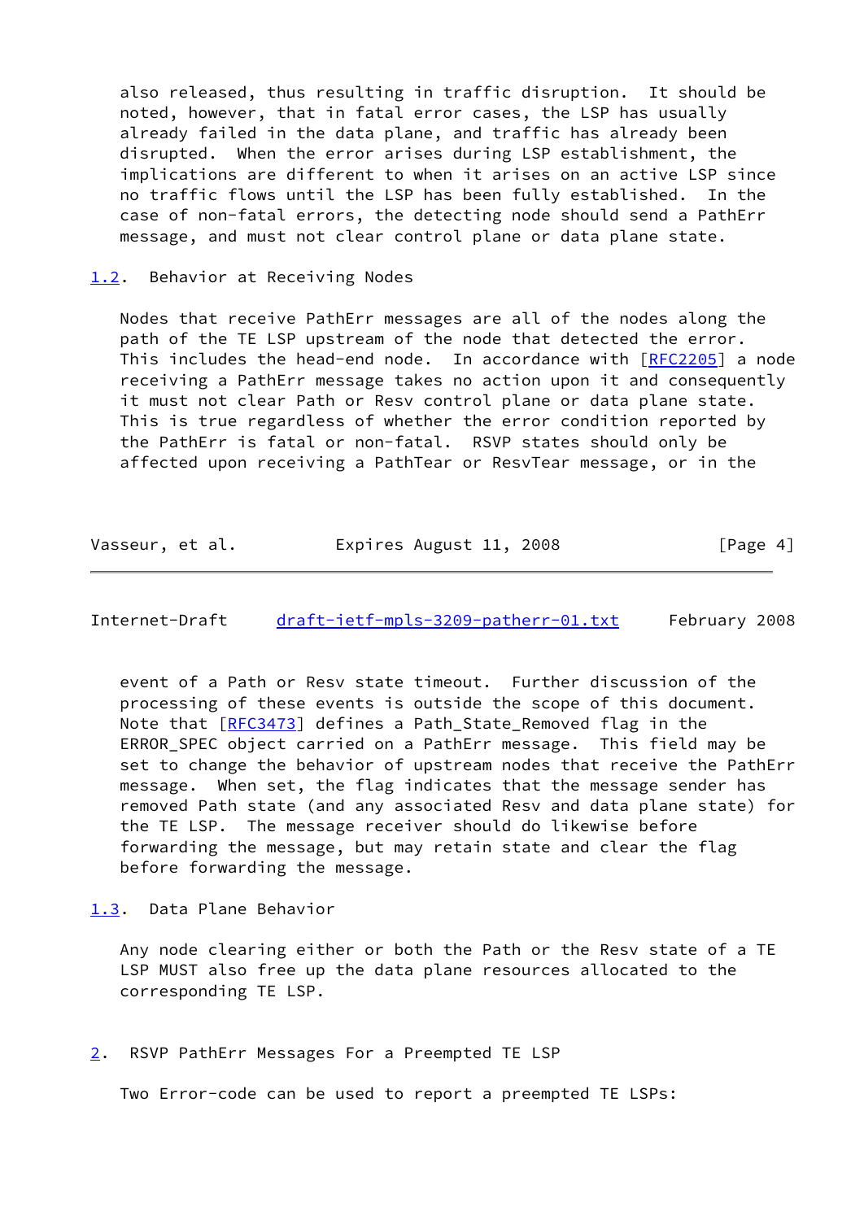also released, thus resulting in traffic disruption. It should be noted, however, that in fatal error cases, the LSP has usually already failed in the data plane, and traffic has already been disrupted. When the error arises during LSP establishment, the implications are different to when it arises on an active LSP since no traffic flows until the LSP has been fully established. In the case of non-fatal errors, the detecting node should send a PathErr message, and must not clear control plane or data plane state.

### 1.2. Behavior at Receiving Nodes

Nodes that receive PathErr messages are all of the nodes along the path of the TE LSP upstream of the node that detected the error. This includes the head-end node. In accordance with [RFC2205] a node receiving a PathErr message takes no action upon it and consequently it must not clear Path or Resv control plane or data plane state. This is true regardless of whether the error condition reported by the PathErr is fatal or non-fatal. RSVP states should only be affected upon receiving a PathTear or ResvTear message, or in the event of a Path or Resv state timeout. Further discussion of the processing of these events is outside the scope of this document. Note that [RFC3473] defines a Path_State_Removed flag in the ERROR_SPEC object carried on a PathErr message. This field may be set to change the behavior of upstream nodes that receive the PathErr message. When set, the flag indicates that the message sender has removed Path state (and any associated Resv and data plane state) for the TE LSP. The message receiver should do likewise before forwarding the message, but may retain state and clear the flag before forwarding the message.

### 1.3. Data Plane Behavior

Any node clearing either or both the Path or the Resv state of a TE LSP MUST also free up the data plane resources allocated to the corresponding TE LSP.

## 2. RSVP PathErr Messages For a Preempted TE LSP

Two Error-code can be used to report a preempted TE LSPs: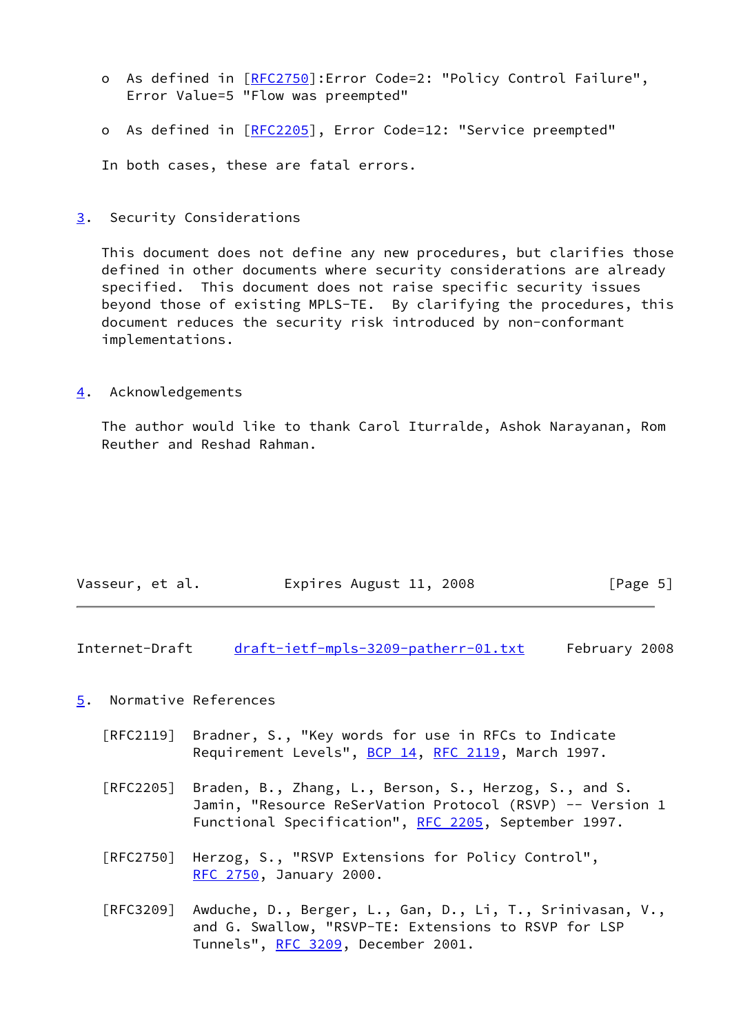- As defined in [RFC2750]:Error Code=2: "Policy Control Failure", Error Value=5 "Flow was preempted"

- As defined in [RFC2205], Error Code=12: "Service preempted"

In both cases, these are fatal errors.

## 3. Security Considerations

This document does not define any new procedures, but clarifies those defined in other documents where security considerations are already specified. This document does not raise specific security issues beyond those of existing MPLS-TE. By clarifying the procedures, this document reduces the security risk introduced by non-conformant implementations.

## 4. Acknowledgements

The author would like to thank Carol Iturralde, Ashok Narayanan, Rom Reuther and Reshad Rahman.

## 5. Normative References

[RFC2119] Bradner, S., "Key words for use in RFCs to Indicate Requirement Levels", BCP 14, RFC 2119, March 1997.

[RFC2205] Braden, B., Zhang, L., Berson, S., Herzog, S., and S. Jamin, "Resource ReSerVation Protocol (RSVP) -- Version 1 Functional Specification", RFC 2205, September 1997.

[RFC2750] Herzog, S., "RSVP Extensions for Policy Control", RFC 2750, January 2000.

[RFC3209] Awduche, D., Berger, L., Gan, D., Li, T., Srinivasan, V., and G. Swallow, "RSVP-TE: Extensions to RSVP for LSP Tunnels", RFC 3209, December 2001.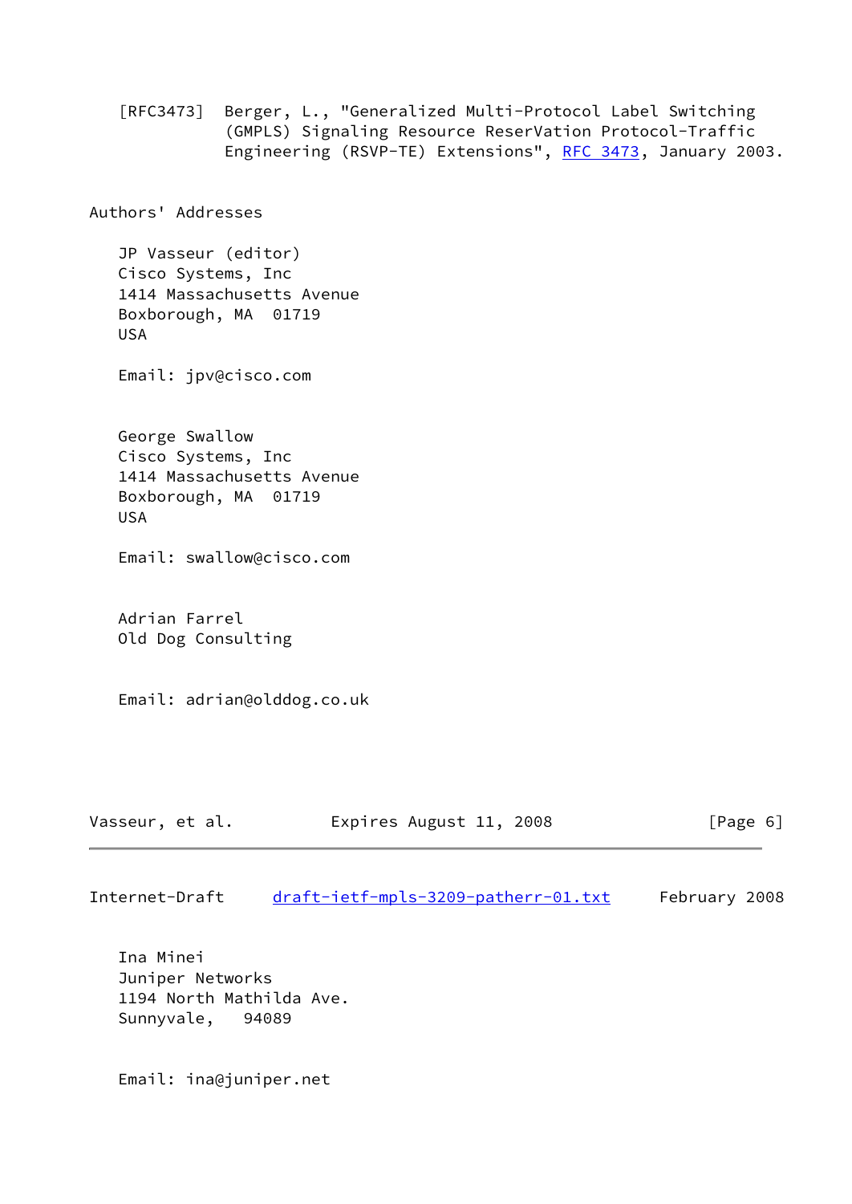[RFC3473] Berger, L., "Generalized Multi-Protocol Label Switching (GMPLS) Signaling Resource ReserVation Protocol-Traffic Engineering (RSVP-TE) Extensions", RFC 3473, January 2003.

## Authors' Addresses

JP Vasseur (editor)
Cisco Systems, Inc
1414 Massachusetts Avenue
Boxborough, MA 01719
USA

Email: jpv@cisco.com

George Swallow
Cisco Systems, Inc
1414 Massachusetts Avenue
Boxborough, MA 01719
USA

Email: swallow@cisco.com

Adrian Farrel
Old Dog Consulting

Email: adrian@olddog.co.uk

Ina Minei
Juniper Networks
1194 North Mathilda Ave.
Sunnyvale, 94089

Email: ina@juniper.net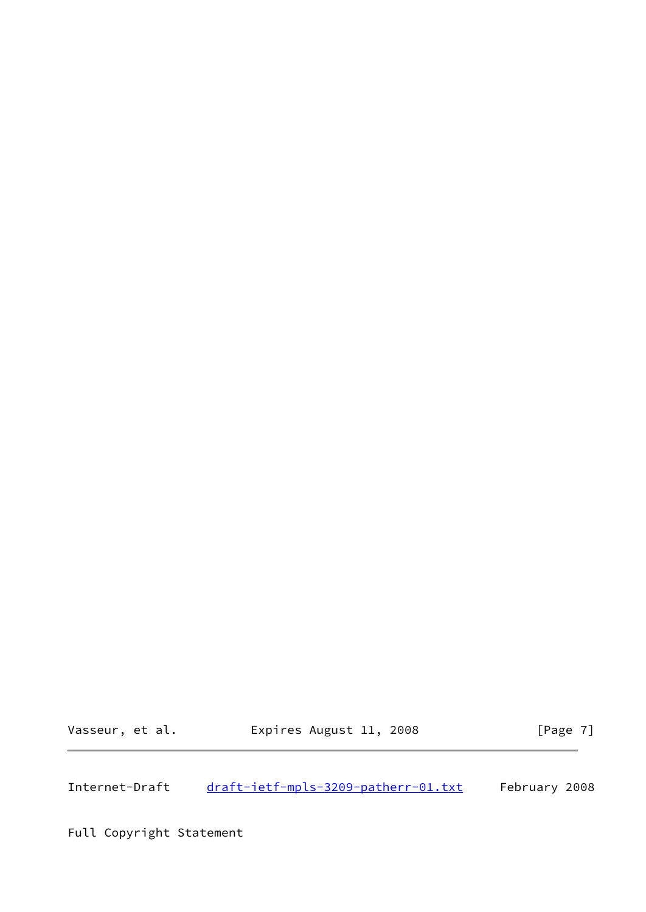Full Copyright Statement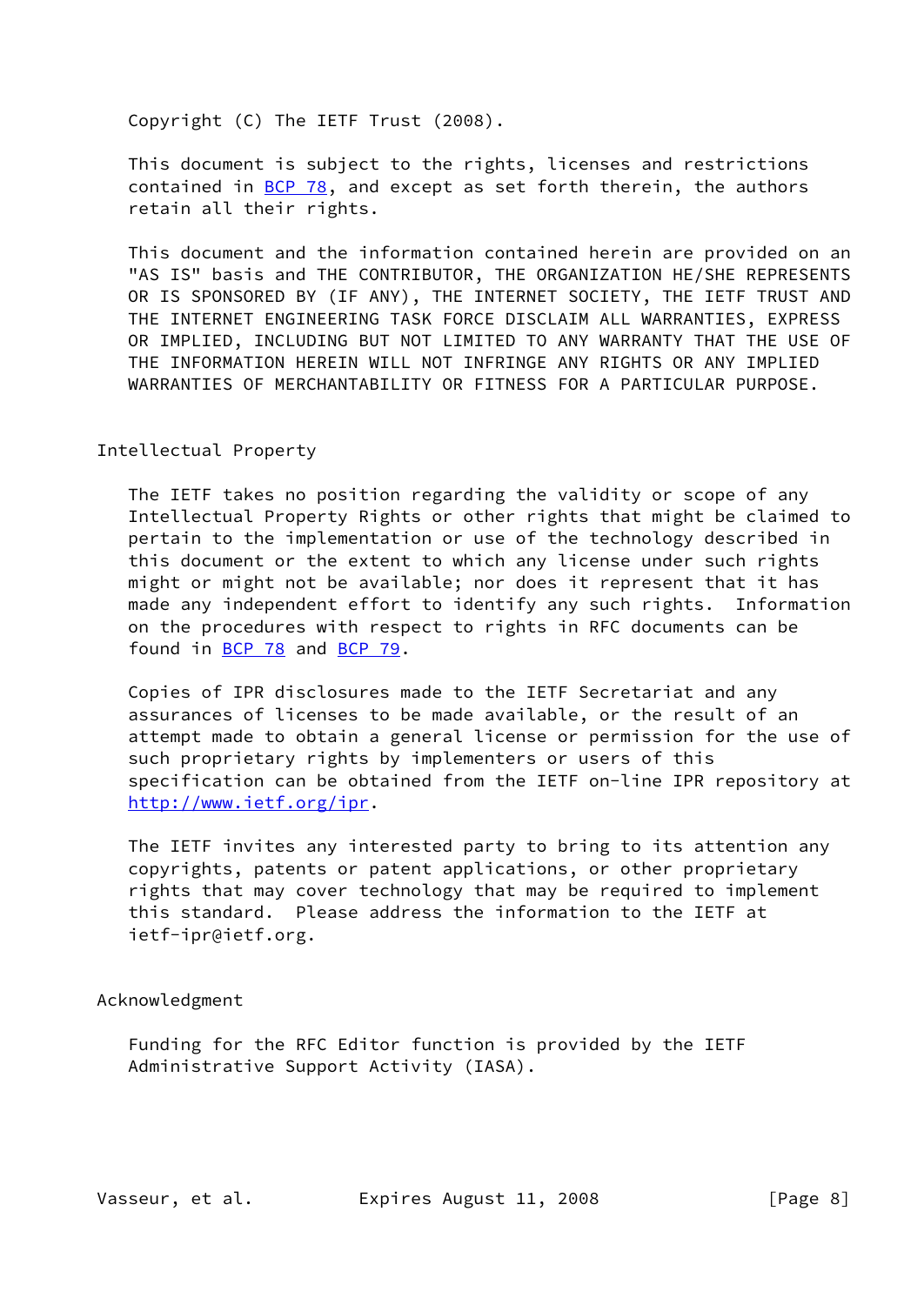Copyright (C) The IETF Trust (2008).

This document is subject to the rights, licenses and restrictions contained in BCP 78, and except as set forth therein, the authors retain all their rights.

This document and the information contained herein are provided on an "AS IS" basis and THE CONTRIBUTOR, THE ORGANIZATION HE/SHE REPRESENTS OR IS SPONSORED BY (IF ANY), THE INTERNET SOCIETY, THE IETF TRUST AND THE INTERNET ENGINEERING TASK FORCE DISCLAIM ALL WARRANTIES, EXPRESS OR IMPLIED, INCLUDING BUT NOT LIMITED TO ANY WARRANTY THAT THE USE OF THE INFORMATION HEREIN WILL NOT INFRINGE ANY RIGHTS OR ANY IMPLIED WARRANTIES OF MERCHANTABILITY OR FITNESS FOR A PARTICULAR PURPOSE.

## Intellectual Property

The IETF takes no position regarding the validity or scope of any Intellectual Property Rights or other rights that might be claimed to pertain to the implementation or use of the technology described in this document or the extent to which any license under such rights might or might not be available; nor does it represent that it has made any independent effort to identify any such rights. Information on the procedures with respect to rights in RFC documents can be found in BCP 78 and BCP 79.

Copies of IPR disclosures made to the IETF Secretariat and any assurances of licenses to be made available, or the result of an attempt made to obtain a general license or permission for the use of such proprietary rights by implementers or users of this specification can be obtained from the IETF on-line IPR repository at http://www.ietf.org/ipr.

The IETF invites any interested party to bring to its attention any copyrights, patents or patent applications, or other proprietary rights that may cover technology that may be required to implement this standard. Please address the information to the IETF at ietf-ipr@ietf.org.

## Acknowledgment

Funding for the RFC Editor function is provided by the IETF Administrative Support Activity (IASA).